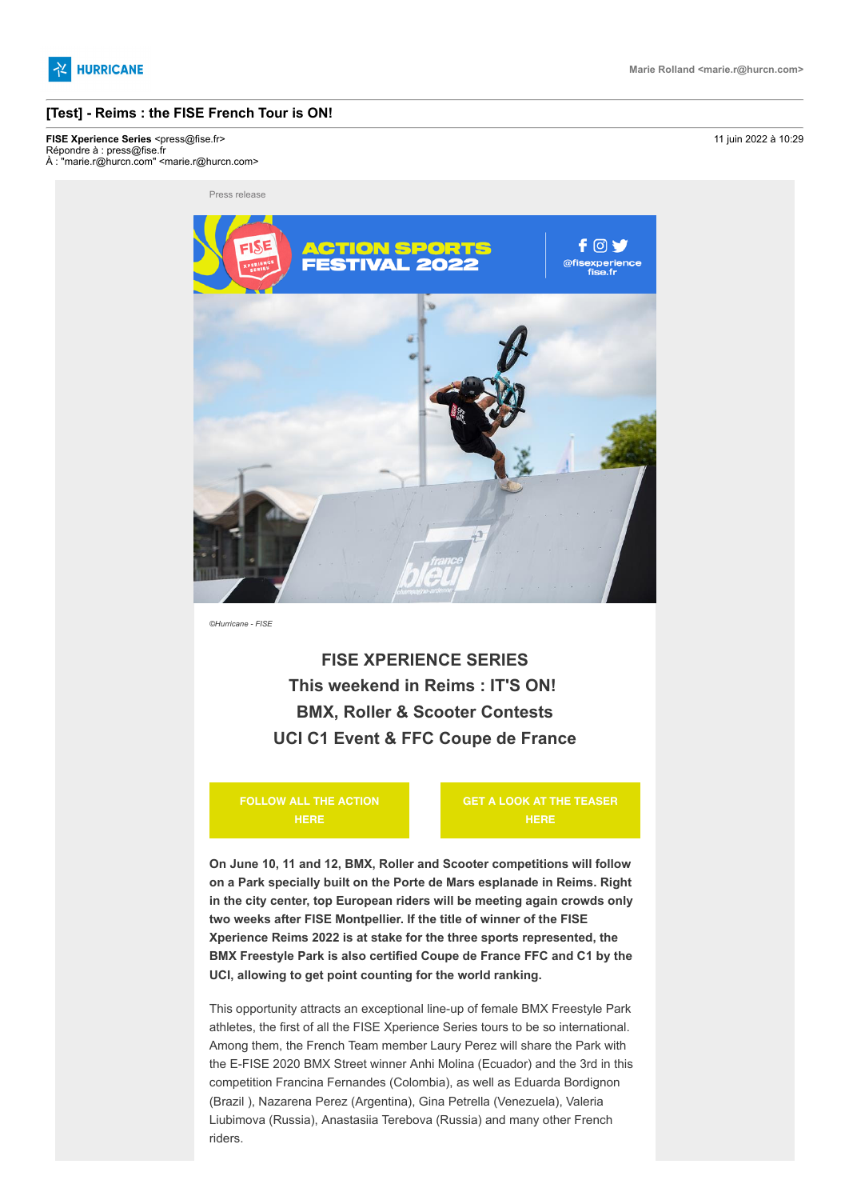HURRICANE

Marie Rolland <marie.r@hurcn.com>

## [Test] - Reims : the FISE French Tour is ON!

**FISE Xperience Series** <press@fise.fr>
Répondre à : press@fise.fr
À : "marie.r@hurcn.com" <marie.r@hurcn.com>

11 juin 2022 à 10:29

Press release

ACTION SPORTS FESTIVAL 2022

@fisexperience
fise.fr

*©Hurricane - FISE*

### FISE XPERIENCE SERIES
### This weekend in Reims : IT'S ON!
### BMX, Roller & Scooter Contests
### UCI C1 Event & FFC Coupe de France

FOLLOW ALL THE ACTION HERE

GET A LOOK AT THE TEASER HERE

**On June 10, 11 and 12, BMX, Roller and Scooter competitions will follow on a Park specially built on the Porte de Mars esplanade in Reims. Right in the city center, top European riders will be meeting again crowds only two weeks after FISE Montpellier. If the title of winner of the FISE Xperience Reims 2022 is at stake for the three sports represented, the BMX Freestyle Park is also certified Coupe de France FFC and C1 by the UCI, allowing to get point counting for the world ranking.**

This opportunity attracts an exceptional line-up of female BMX Freestyle Park athletes, the first of all the FISE Xperience Series tours to be so international. Among them, the French Team member Laury Perez will share the Park with the E-FISE 2020 BMX Street winner Anhi Molina (Ecuador) and the 3rd in this competition Francina Fernandes (Colombia), as well as Eduarda Bordignon (Brazil ), Nazarena Perez (Argentina), Gina Petrella (Venezuela), Valeria Liubimova (Russia), Anastasiia Terebova (Russia) and many other French riders.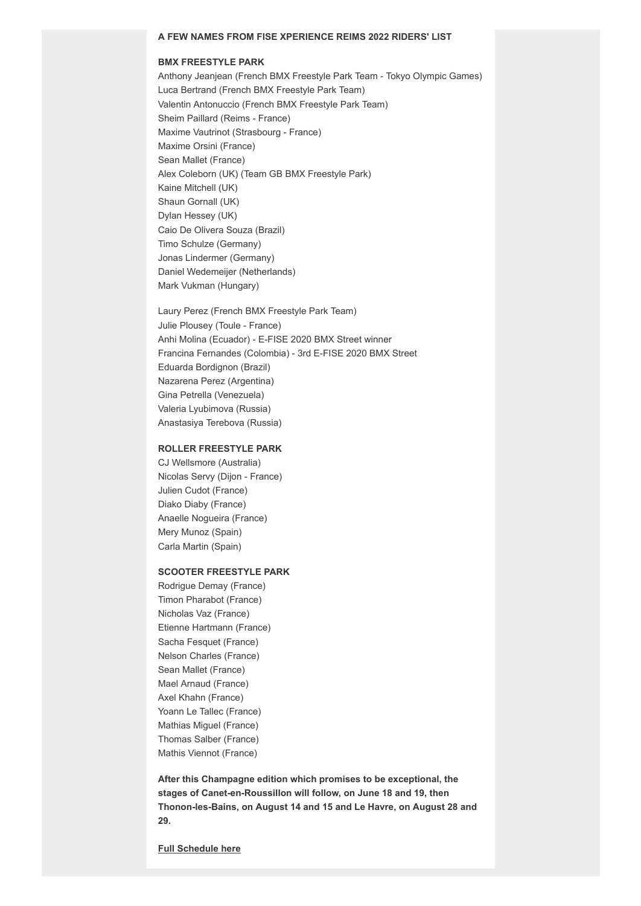**A FEW NAMES FROM FISE XPERIENCE REIMS 2022 RIDERS' LIST**

**BMX FREESTYLE PARK**

Anthony Jeanjean (French BMX Freestyle Park Team - Tokyo Olympic Games)
Luca Bertrand (French BMX Freestyle Park Team)
Valentin Antonuccio (French BMX Freestyle Park Team)
Sheim Paillard (Reims - France)
Maxime Vautrinot (Strasbourg - France)
Maxime Orsini (France)
Sean Mallet (France)
Alex Coleborn (UK) (Team GB BMX Freestyle Park)
Kaine Mitchell (UK)
Shaun Gornall (UK)
Dylan Hessey (UK)
Caio De Olivera Souza (Brazil)
Timo Schulze (Germany)
Jonas Lindermer (Germany)
Daniel Wedemeijer (Netherlands)
Mark Vukman (Hungary)

Laury Perez (French BMX Freestyle Park Team)
Julie Plousey (Toule - France)
Anhi Molina (Ecuador) - E-FISE 2020 BMX Street winner
Francina Fernandes (Colombia) - 3rd E-FISE 2020 BMX Street
Eduarda Bordignon (Brazil)
Nazarena Perez (Argentina)
Gina Petrella (Venezuela)
Valeria Lyubimova (Russia)
Anastasiya Terebova (Russia)

**ROLLER FREESTYLE PARK**

CJ Wellsmore (Australia)
Nicolas Servy (Dijon - France)
Julien Cudot (France)
Diako Diaby (France)
Anaelle Nogueira (France)
Mery Munoz (Spain)
Carla Martin (Spain)

**SCOOTER FREESTYLE PARK**

Rodrigue Demay (France)
Timon Pharabot (France)
Nicholas Vaz (France)
Etienne Hartmann (France)
Sacha Fesquet (France)
Nelson Charles (France)
Sean Mallet (France)
Mael Arnaud (France)
Axel Khahn (France)
Yoann Le Tallec (France)
Mathias Miguel (France)
Thomas Salber (France)
Mathis Viennot (France)

**After this Champagne edition which promises to be exceptional, the stages of Canet-en-Roussillon will follow, on June 18 and 19, then Thonon-les-Bains, on August 14 and 15 and Le Havre, on August 28 and 29.**

**Full Schedule here**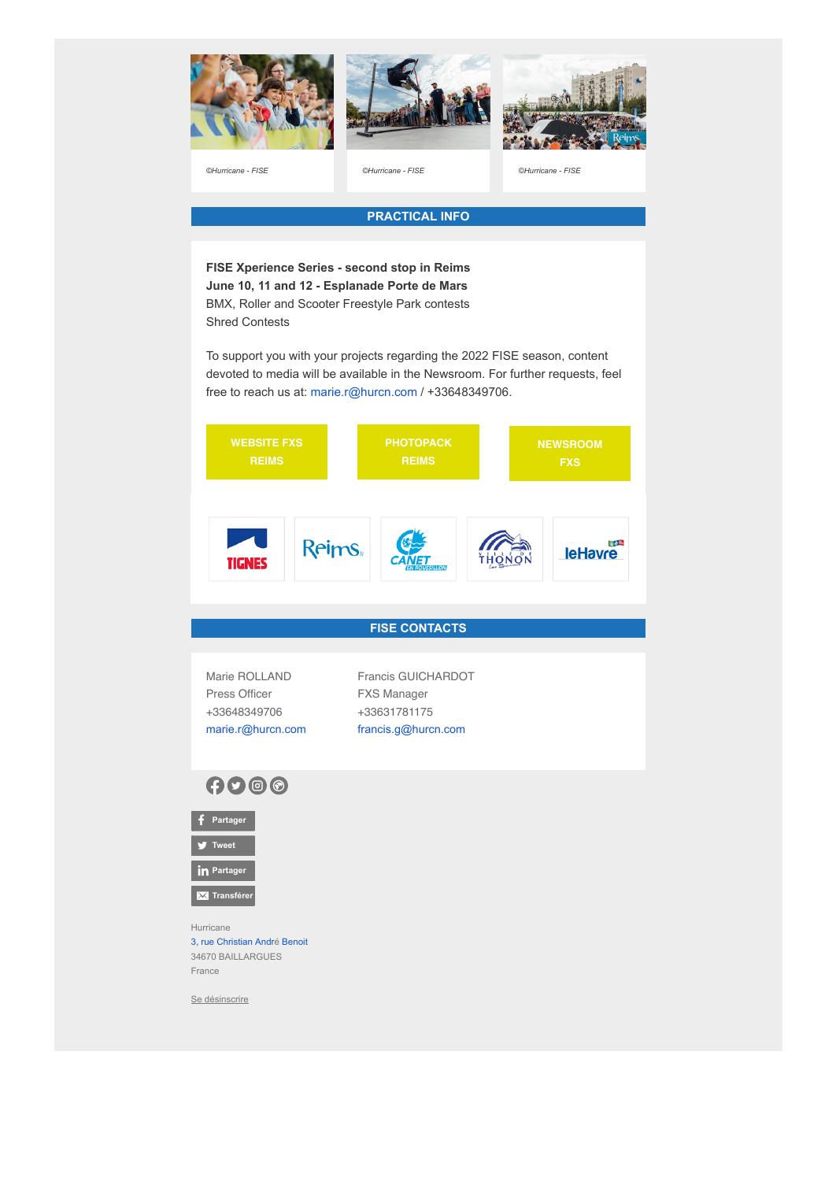©Hurricane - FISE

©Hurricane - FISE

©Hurricane - FISE

## PRACTICAL INFO

**FISE Xperience Series - second stop in Reims**
**June 10, 11 and 12 - Esplanade Porte de Mars**
BMX, Roller and Scooter Freestyle Park contests
Shred Contests

To support you with your projects regarding the 2022 FISE season, content devoted to media will be available in the Newsroom. For further requests, feel free to reach us at: marie.r@hurcn.com / +33648349706.

WEBSITE FXS REIMS

PHOTOPACK REIMS

NEWSROOM FXS

## FISE CONTACTS

Marie ROLLAND
Press Officer
+33648349706
marie.r@hurcn.com

Francis GUICHARDOT
FXS Manager
+33631781175
francis.g@hurcn.com

Partager

Tweet

Partager

Transférer

Hurricane
3, rue Christian André Benoit
34670 BAILLARGUES
France

Se désinscrire